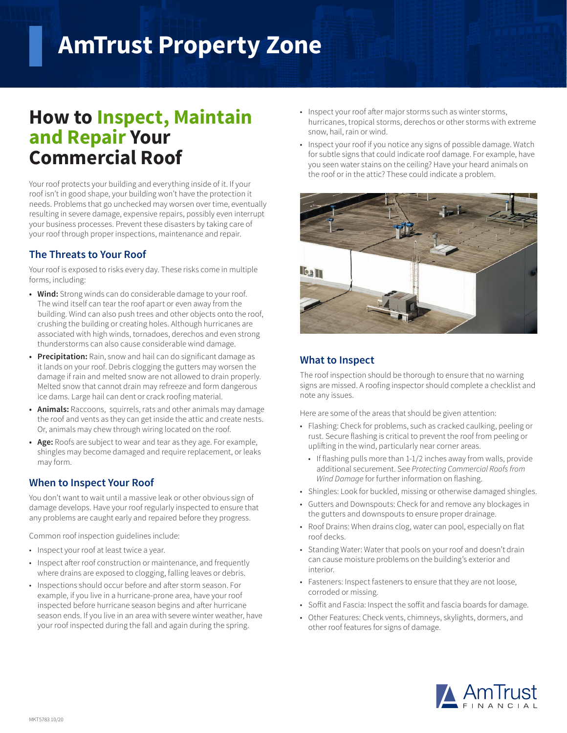# AmTrust Property Zone

# How to Inspect, Maintain and Repair Your Commercial Roof

Your roof protects your building and everything inside of it. If your roof isn't in good shape, your building won't have the protection it needs. Problems that go unchecked may worsen over time, eventually resulting in severe damage, expensive repairs, possibly even interrupt your business processes. Prevent these disasters by taking care of your roof through proper inspections, maintenance and repair.

## The Threats to Your Roof

Your roof is exposed to risks every day. These risks come in multiple forms, including:

- **Wind:** Strong winds can do considerable damage to your roof. The wind itself can tear the roof apart or even away from the building. Wind can also push trees and other objects onto the roof, crushing the building or creating holes. Although hurricanes are associated with high winds, tornadoes, derechos and even strong thunderstorms can also cause considerable wind damage.
- **Precipitation:** Rain, snow and hail can do significant damage as it lands on your roof. Debris clogging the gutters may worsen the damage if rain and melted snow are not allowed to drain properly. Melted snow that cannot drain may refreeze and form dangerous ice dams. Large hail can dent or crack roofing material.
- **Animals:** Raccoons, squirrels, rats and other animals may damage the roof and vents as they can get inside the attic and create nests. Or, animals may chew through wiring located on the roof.
- **Age:** Roofs are subject to wear and tear as they age. For example, shingles may become damaged and require replacement, or leaks may form.

## When to Inspect Your Roof

You don't want to wait until a massive leak or other obvious sign of damage develops. Have your roof regularly inspected to ensure that any problems are caught early and repaired before they progress.

Common roof inspection guidelines include:

- Inspect your roof at least twice a year.
- Inspect after roof construction or maintenance, and frequently where drains are exposed to clogging, falling leaves or debris.
- Inspections should occur before and after storm season. For example, if you live in a hurricane-prone area, have your roof inspected before hurricane season begins and after hurricane season ends. If you live in an area with severe winter weather, have your roof inspected during the fall and again during the spring.
- Inspect your roof after major storms such as winter storms, hurricanes, tropical storms, derechos or other storms with extreme snow, hail, rain or wind.
- Inspect your roof if you notice any signs of possible damage. Watch for subtle signs that could indicate roof damage. For example, have you seen water stains on the ceiling? Have your heard animals on the roof or in the attic? These could indicate a problem.

## What to Inspect

The roof inspection should be thorough to ensure that no warning signs are missed. A roofing inspector should complete a checklist and note any issues.

Here are some of the areas that should be given attention:

- Flashing: Check for problems, such as cracked caulking, peeling or rust. Secure flashing is critical to prevent the roof from peeling or uplifting in the wind, particularly near corner areas.
  - If flashing pulls more than 1-1/2 inches away from walls, provide additional securement. See *Protecting Commercial Roofs from Wind Damage* for further information on flashing.
- Shingles: Look for buckled, missing or otherwise damaged shingles.
- Gutters and Downspouts: Check for and remove any blockages in the gutters and downspouts to ensure proper drainage.
- Roof Drains: When drains clog, water can pool, especially on flat roof decks.
- Standing Water: Water that pools on your roof and doesn't drain can cause moisture problems on the building's exterior and interior.
- Fasteners: Inspect fasteners to ensure that they are not loose, corroded or missing.
- Soffit and Fascia: Inspect the soffit and fascia boards for damage.
- Other Features: Check vents, chimneys, skylights, dormers, and other roof features for signs of damage.

MKT5783 10/20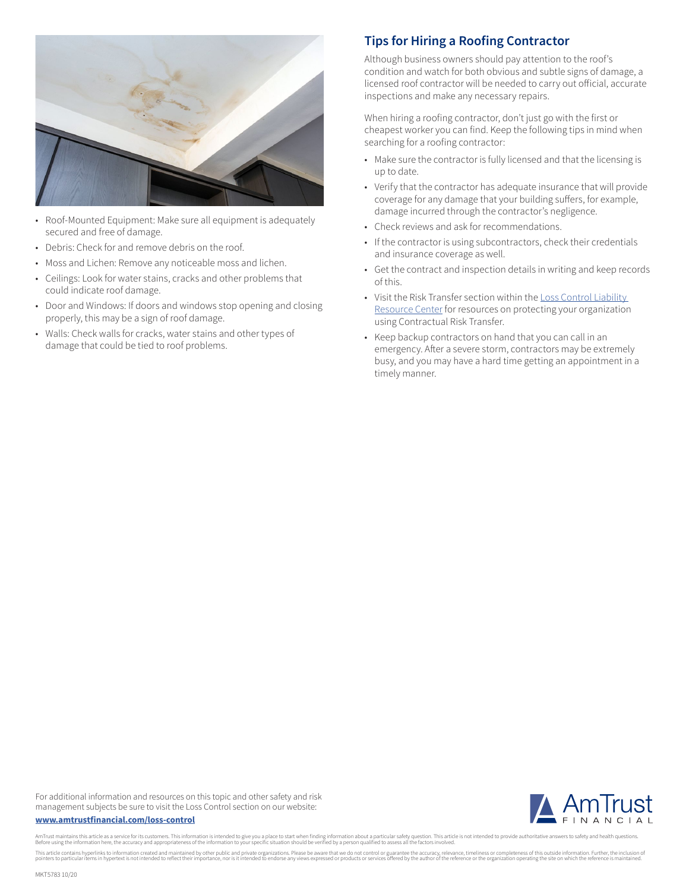- Roof-Mounted Equipment: Make sure all equipment is adequately secured and free of damage.
- Debris: Check for and remove debris on the roof.
- Moss and Lichen: Remove any noticeable moss and lichen.
- Ceilings: Look for water stains, cracks and other problems that could indicate roof damage.
- Door and Windows: If doors and windows stop opening and closing properly, this may be a sign of roof damage.
- Walls: Check walls for cracks, water stains and other types of damage that could be tied to roof problems.

## Tips for Hiring a Roofing Contractor

Although business owners should pay attention to the roof's condition and watch for both obvious and subtle signs of damage, a licensed roof contractor will be needed to carry out official, accurate inspections and make any necessary repairs.

When hiring a roofing contractor, don't just go with the first or cheapest worker you can find. Keep the following tips in mind when searching for a roofing contractor:

- Make sure the contractor is fully licensed and that the licensing is up to date.
- Verify that the contractor has adequate insurance that will provide coverage for any damage that your building suffers, for example, damage incurred through the contractor's negligence.
- Check reviews and ask for recommendations.
- If the contractor is using subcontractors, check their credentials and insurance coverage as well.
- Get the contract and inspection details in writing and keep records of this.
- Visit the Risk Transfer section within the Loss Control Liability Resource Center for resources on protecting your organization using Contractual Risk Transfer.
- Keep backup contractors on hand that you can call in an emergency. After a severe storm, contractors may be extremely busy, and you may have a hard time getting an appointment in a timely manner.

For additional information and resources on this topic and other safety and risk management subjects be sure to visit the Loss Control section on our website:

**www.amtrustfinancial.com/loss-control**

AmTrust maintains this article as a service for its customers. This information is intended to give you a place to start when finding information about a particular safety question. This article is not intended to provide authoritative answers to safety and health questions. Before using the information here, the accuracy and appropriateness of the information to your specific situation should be verified by a person qualified to assess all the factors involved.

This article contains hyperlinks to information created and maintained by other public and private organizations. Please be aware that we do not control or guarantee the accuracy, relevance, timeliness or completeness of this outside information. Further, the inclusion of pointers to particular items in hypertext is not intended to reflect their importance, nor is it intended to endorse any views expressed or products or services offered by the author of the reference or the organization operating the site on which the reference is maintained.

MKT5783 10/20